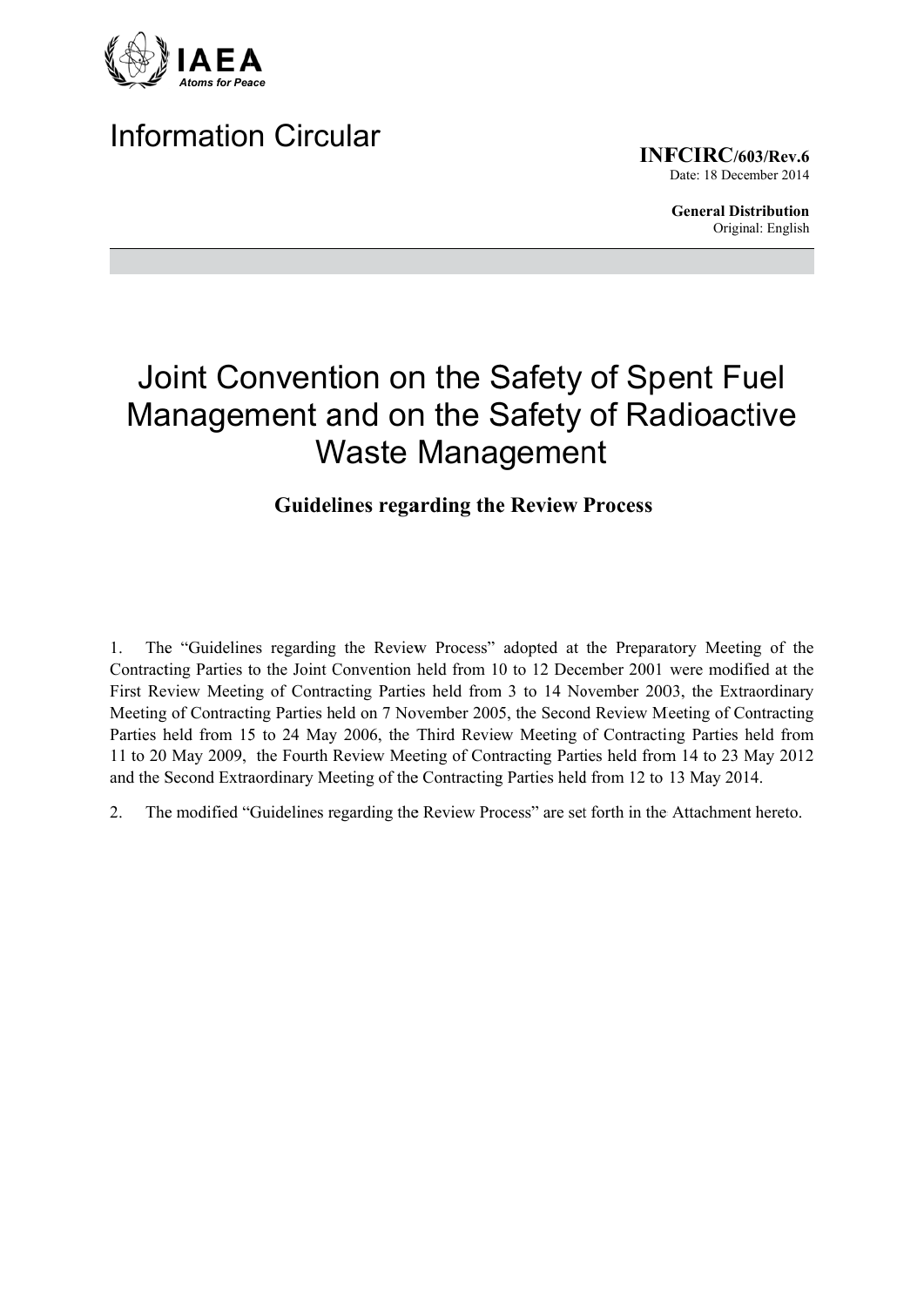IAEA
*Atoms for Peace*

# Information Circular

**INFCIRC/603/Rev.6**
Date: 18 December 2014

**General Distribution**
Original: English

# Joint Convention on the Safety of Spent Fuel Management and on the Safety of Radioactive Waste Management

## Guidelines regarding the Review Process

1. The "Guidelines regarding the Review Process" adopted at the Preparatory Meeting of the Contracting Parties to the Joint Convention held from 10 to 12 December 2001 were modified at the First Review Meeting of Contracting Parties held from 3 to 14 November 2003, the Extraordinary Meeting of Contracting Parties held on 7 November 2005, the Second Review Meeting of Contracting Parties held from 15 to 24 May 2006, the Third Review Meeting of Contracting Parties held from 11 to 20 May 2009, the Fourth Review Meeting of Contracting Parties held from 14 to 23 May 2012 and the Second Extraordinary Meeting of the Contracting Parties held from 12 to 13 May 2014.

2. The modified "Guidelines regarding the Review Process" are set forth in the Attachment hereto.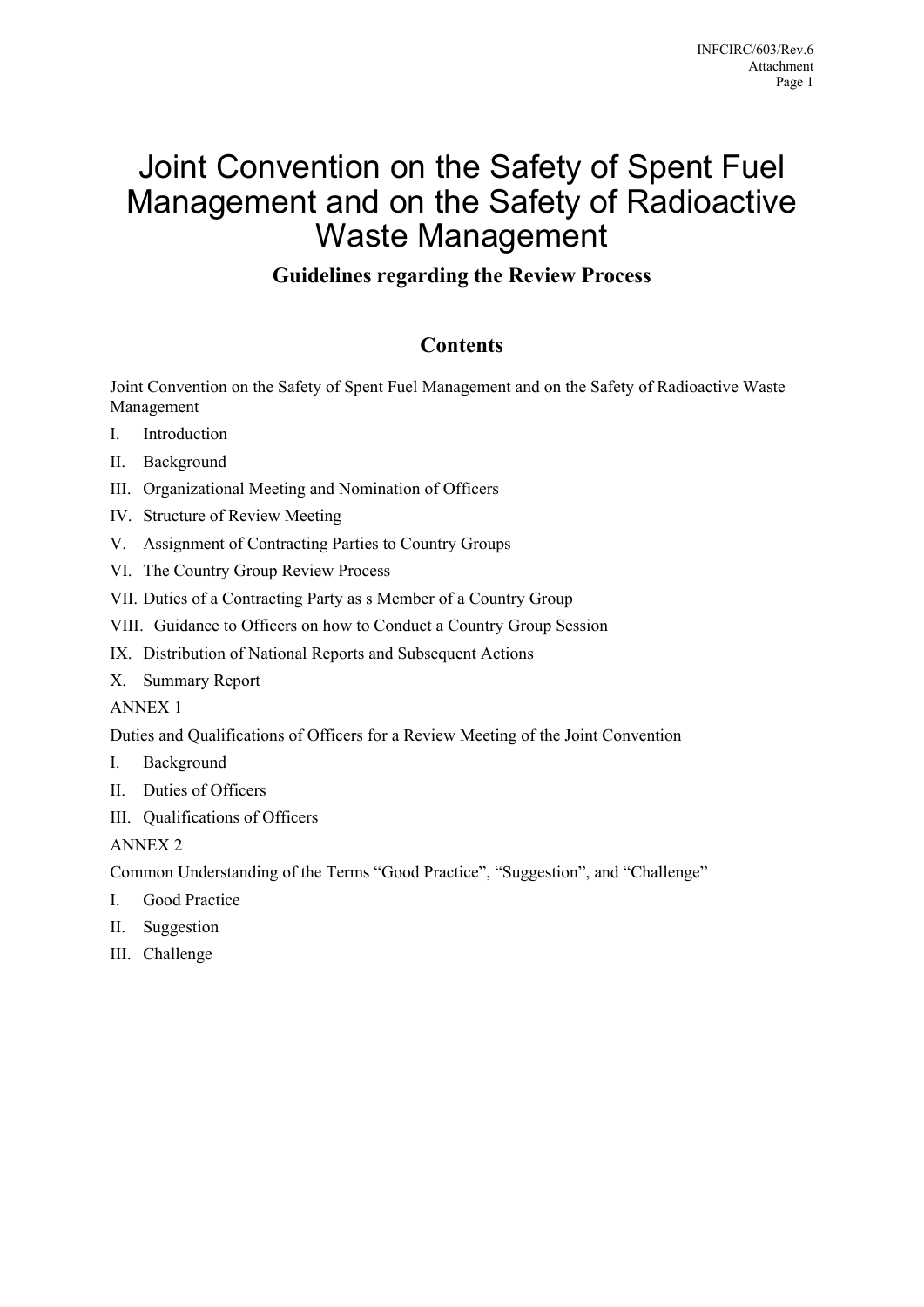# Joint Convention on the Safety of Spent Fuel Management and on the Safety of Radioactive Waste Management

**Guidelines regarding the Review Process**

## Contents

Joint Convention on the Safety of Spent Fuel Management and on the Safety of Radioactive Waste Management

I. Introduction

II. Background

III. Organizational Meeting and Nomination of Officers

IV. Structure of Review Meeting

V. Assignment of Contracting Parties to Country Groups

VI. The Country Group Review Process

VII. Duties of a Contracting Party as s Member of a Country Group

VIII. Guidance to Officers on how to Conduct a Country Group Session

IX. Distribution of National Reports and Subsequent Actions

X. Summary Report

ANNEX 1

Duties and Qualifications of Officers for a Review Meeting of the Joint Convention

I. Background

II. Duties of Officers

III. Qualifications of Officers

ANNEX 2

Common Understanding of the Terms "Good Practice", "Suggestion", and "Challenge"

I. Good Practice

II. Suggestion

III. Challenge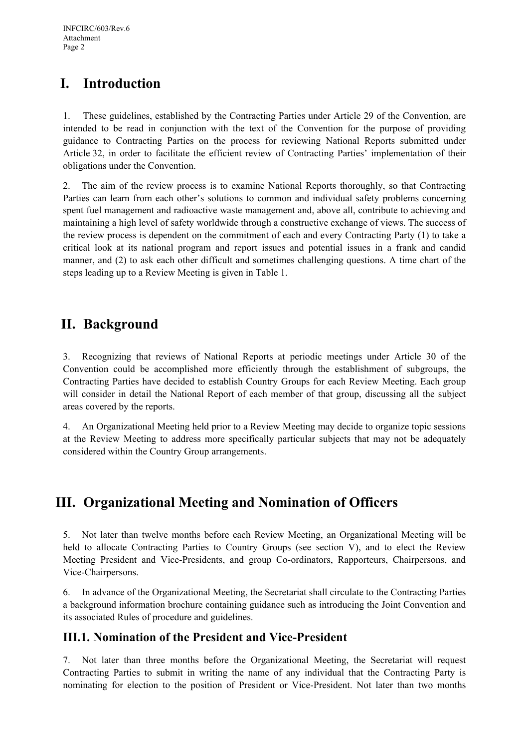# I. Introduction

1. These guidelines, established by the Contracting Parties under Article 29 of the Convention, are intended to be read in conjunction with the text of the Convention for the purpose of providing guidance to Contracting Parties on the process for reviewing National Reports submitted under Article 32, in order to facilitate the efficient review of Contracting Parties' implementation of their obligations under the Convention.

2. The aim of the review process is to examine National Reports thoroughly, so that Contracting Parties can learn from each other's solutions to common and individual safety problems concerning spent fuel management and radioactive waste management and, above all, contribute to achieving and maintaining a high level of safety worldwide through a constructive exchange of views. The success of the review process is dependent on the commitment of each and every Contracting Party (1) to take a critical look at its national program and report issues and potential issues in a frank and candid manner, and (2) to ask each other difficult and sometimes challenging questions. A time chart of the steps leading up to a Review Meeting is given in Table 1.

# II. Background

3. Recognizing that reviews of National Reports at periodic meetings under Article 30 of the Convention could be accomplished more efficiently through the establishment of subgroups, the Contracting Parties have decided to establish Country Groups for each Review Meeting. Each group will consider in detail the National Report of each member of that group, discussing all the subject areas covered by the reports.

4. An Organizational Meeting held prior to a Review Meeting may decide to organize topic sessions at the Review Meeting to address more specifically particular subjects that may not be adequately considered within the Country Group arrangements.

# III. Organizational Meeting and Nomination of Officers

5. Not later than twelve months before each Review Meeting, an Organizational Meeting will be held to allocate Contracting Parties to Country Groups (see section V), and to elect the Review Meeting President and Vice-Presidents, and group Co-ordinators, Rapporteurs, Chairpersons, and Vice-Chairpersons.

6. In advance of the Organizational Meeting, the Secretariat shall circulate to the Contracting Parties a background information brochure containing guidance such as introducing the Joint Convention and its associated Rules of procedure and guidelines.

## III.1. Nomination of the President and Vice-President

7. Not later than three months before the Organizational Meeting, the Secretariat will request Contracting Parties to submit in writing the name of any individual that the Contracting Party is nominating for election to the position of President or Vice-President. Not later than two months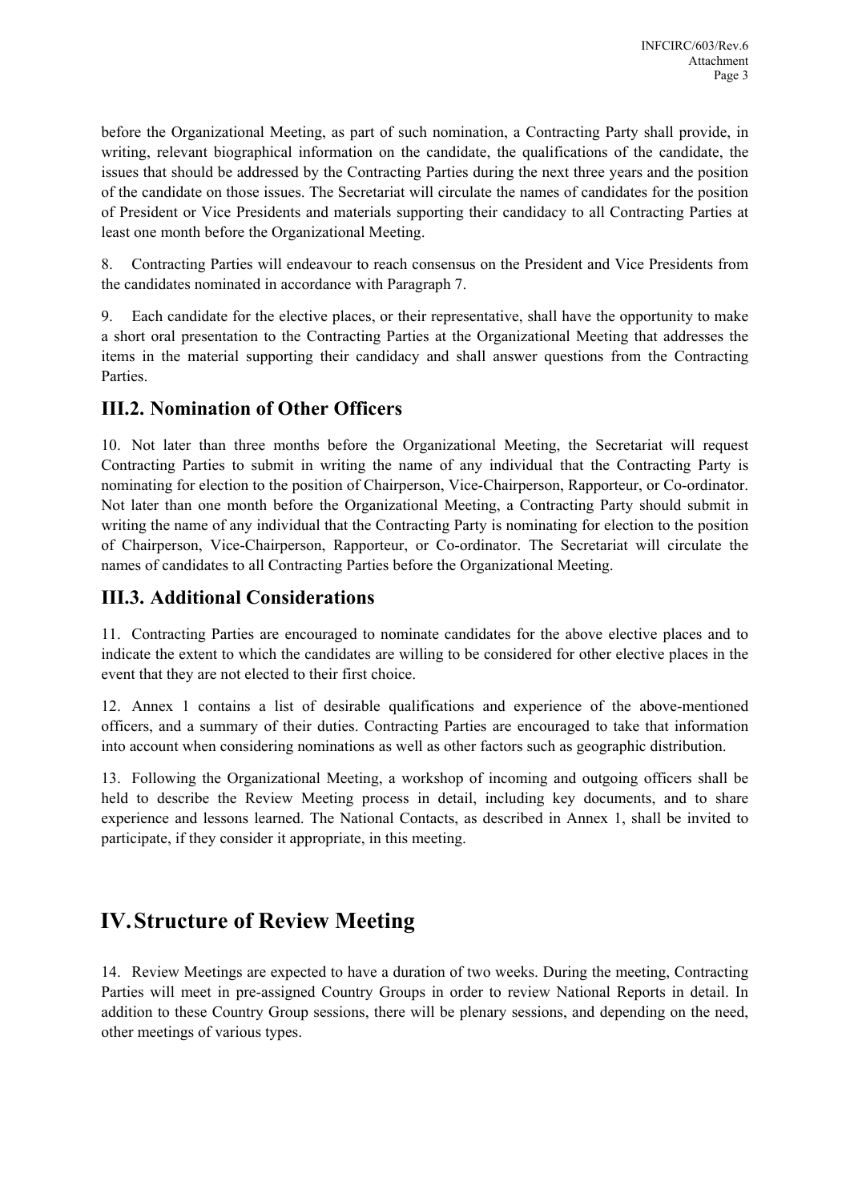before the Organizational Meeting, as part of such nomination, a Contracting Party shall provide, in writing, relevant biographical information on the candidate, the qualifications of the candidate, the issues that should be addressed by the Contracting Parties during the next three years and the position of the candidate on those issues. The Secretariat will circulate the names of candidates for the position of President or Vice Presidents and materials supporting their candidacy to all Contracting Parties at least one month before the Organizational Meeting.

8. Contracting Parties will endeavour to reach consensus on the President and Vice Presidents from the candidates nominated in accordance with Paragraph 7.

9. Each candidate for the elective places, or their representative, shall have the opportunity to make a short oral presentation to the Contracting Parties at the Organizational Meeting that addresses the items in the material supporting their candidacy and shall answer questions from the Contracting Parties.

## III.2. Nomination of Other Officers

10. Not later than three months before the Organizational Meeting, the Secretariat will request Contracting Parties to submit in writing the name of any individual that the Contracting Party is nominating for election to the position of Chairperson, Vice-Chairperson, Rapporteur, or Co-ordinator. Not later than one month before the Organizational Meeting, a Contracting Party should submit in writing the name of any individual that the Contracting Party is nominating for election to the position of Chairperson, Vice-Chairperson, Rapporteur, or Co-ordinator. The Secretariat will circulate the names of candidates to all Contracting Parties before the Organizational Meeting.

## III.3. Additional Considerations

11. Contracting Parties are encouraged to nominate candidates for the above elective places and to indicate the extent to which the candidates are willing to be considered for other elective places in the event that they are not elected to their first choice.

12. Annex 1 contains a list of desirable qualifications and experience of the above-mentioned officers, and a summary of their duties. Contracting Parties are encouraged to take that information into account when considering nominations as well as other factors such as geographic distribution.

13. Following the Organizational Meeting, a workshop of incoming and outgoing officers shall be held to describe the Review Meeting process in detail, including key documents, and to share experience and lessons learned. The National Contacts, as described in Annex 1, shall be invited to participate, if they consider it appropriate, in this meeting.

# IV. Structure of Review Meeting

14. Review Meetings are expected to have a duration of two weeks. During the meeting, Contracting Parties will meet in pre-assigned Country Groups in order to review National Reports in detail. In addition to these Country Group sessions, there will be plenary sessions, and depending on the need, other meetings of various types.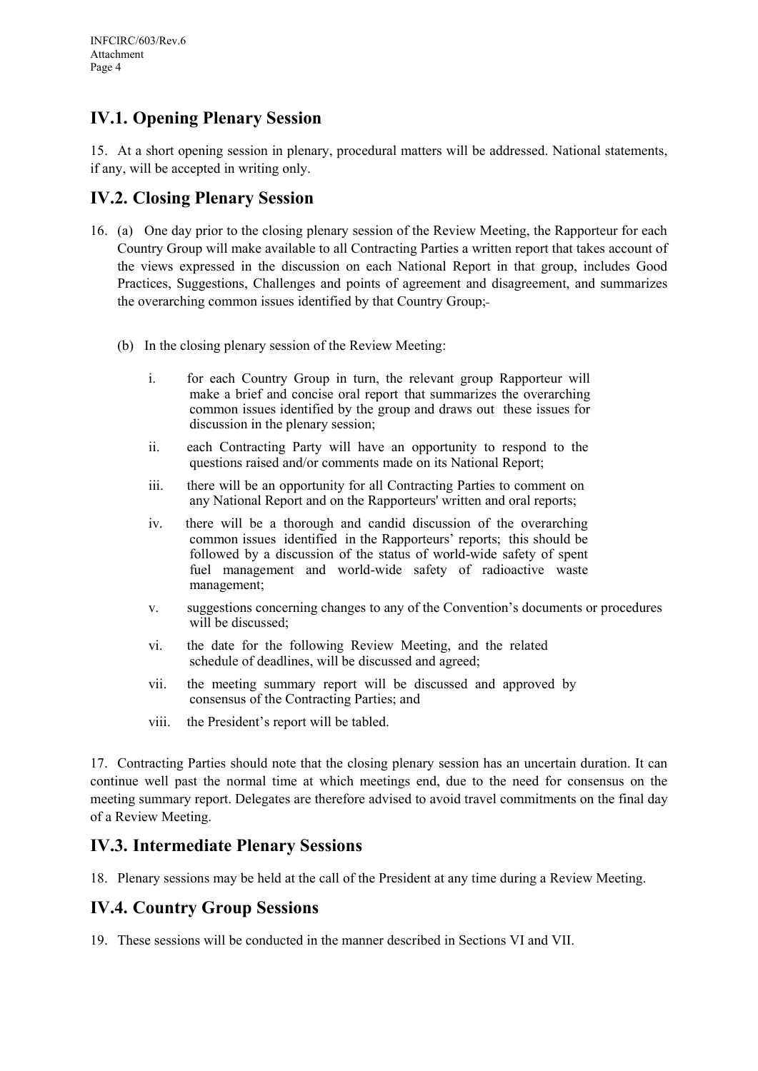## IV.1. Opening Plenary Session

15. At a short opening session in plenary, procedural matters will be addressed. National statements, if any, will be accepted in writing only.

## IV.2. Closing Plenary Session

16. (a) One day prior to the closing plenary session of the Review Meeting, the Rapporteur for each Country Group will make available to all Contracting Parties a written report that takes account of the views expressed in the discussion on each National Report in that group, includes Good Practices, Suggestions, Challenges and points of agreement and disagreement, and summarizes the overarching common issues identified by that Country Group;

    (b) In the closing plenary session of the Review Meeting:

    i. for each Country Group in turn, the relevant group Rapporteur will make a brief and concise oral report that summarizes the overarching common issues identified by the group and draws out these issues for discussion in the plenary session;

    ii. each Contracting Party will have an opportunity to respond to the questions raised and/or comments made on its National Report;

    iii. there will be an opportunity for all Contracting Parties to comment on any National Report and on the Rapporteurs' written and oral reports;

    iv. there will be a thorough and candid discussion of the overarching common issues identified in the Rapporteurs' reports; this should be followed by a discussion of the status of world-wide safety of spent fuel management and world-wide safety of radioactive waste management;

    v. suggestions concerning changes to any of the Convention's documents or procedures will be discussed;

    vi. the date for the following Review Meeting, and the related schedule of deadlines, will be discussed and agreed;

    vii. the meeting summary report will be discussed and approved by consensus of the Contracting Parties; and

    viii. the President's report will be tabled.

17. Contracting Parties should note that the closing plenary session has an uncertain duration. It can continue well past the normal time at which meetings end, due to the need for consensus on the meeting summary report. Delegates are therefore advised to avoid travel commitments on the final day of a Review Meeting.

## IV.3. Intermediate Plenary Sessions

18. Plenary sessions may be held at the call of the President at any time during a Review Meeting.

## IV.4. Country Group Sessions

19. These sessions will be conducted in the manner described in Sections VI and VII.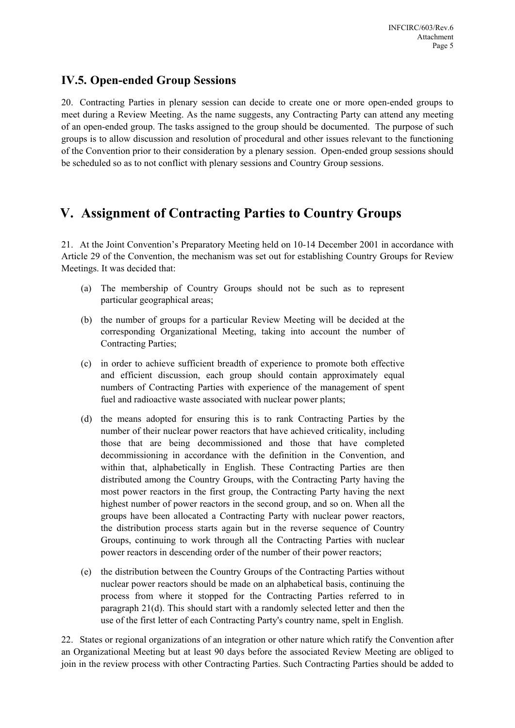## IV.5. Open-ended Group Sessions

20. Contracting Parties in plenary session can decide to create one or more open-ended groups to meet during a Review Meeting. As the name suggests, any Contracting Party can attend any meeting of an open-ended group. The tasks assigned to the group should be documented. The purpose of such groups is to allow discussion and resolution of procedural and other issues relevant to the functioning of the Convention prior to their consideration by a plenary session. Open-ended group sessions should be scheduled so as to not conflict with plenary sessions and Country Group sessions.

# V. Assignment of Contracting Parties to Country Groups

21. At the Joint Convention's Preparatory Meeting held on 10-14 December 2001 in accordance with Article 29 of the Convention, the mechanism was set out for establishing Country Groups for Review Meetings. It was decided that:

(a) The membership of Country Groups should not be such as to represent particular geographical areas;

(b) the number of groups for a particular Review Meeting will be decided at the corresponding Organizational Meeting, taking into account the number of Contracting Parties;

(c) in order to achieve sufficient breadth of experience to promote both effective and efficient discussion, each group should contain approximately equal numbers of Contracting Parties with experience of the management of spent fuel and radioactive waste associated with nuclear power plants;

(d) the means adopted for ensuring this is to rank Contracting Parties by the number of their nuclear power reactors that have achieved criticality, including those that are being decommissioned and those that have completed decommissioning in accordance with the definition in the Convention, and within that, alphabetically in English. These Contracting Parties are then distributed among the Country Groups, with the Contracting Party having the most power reactors in the first group, the Contracting Party having the next highest number of power reactors in the second group, and so on. When all the groups have been allocated a Contracting Party with nuclear power reactors, the distribution process starts again but in the reverse sequence of Country Groups, continuing to work through all the Contracting Parties with nuclear power reactors in descending order of the number of their power reactors;

(e) the distribution between the Country Groups of the Contracting Parties without nuclear power reactors should be made on an alphabetical basis, continuing the process from where it stopped for the Contracting Parties referred to in paragraph 21(d). This should start with a randomly selected letter and then the use of the first letter of each Contracting Party's country name, spelt in English.

22. States or regional organizations of an integration or other nature which ratify the Convention after an Organizational Meeting but at least 90 days before the associated Review Meeting are obliged to join in the review process with other Contracting Parties. Such Contracting Parties should be added to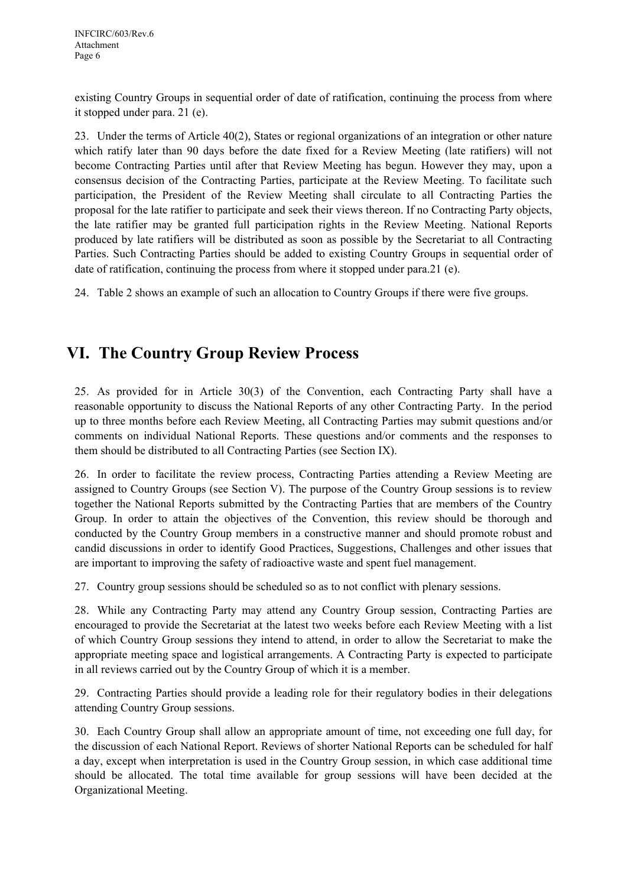existing Country Groups in sequential order of date of ratification, continuing the process from where it stopped under para. 21 (e).

23. Under the terms of Article 40(2), States or regional organizations of an integration or other nature which ratify later than 90 days before the date fixed for a Review Meeting (late ratifiers) will not become Contracting Parties until after that Review Meeting has begun. However they may, upon a consensus decision of the Contracting Parties, participate at the Review Meeting. To facilitate such participation, the President of the Review Meeting shall circulate to all Contracting Parties the proposal for the late ratifier to participate and seek their views thereon. If no Contracting Party objects, the late ratifier may be granted full participation rights in the Review Meeting. National Reports produced by late ratifiers will be distributed as soon as possible by the Secretariat to all Contracting Parties. Such Contracting Parties should be added to existing Country Groups in sequential order of date of ratification, continuing the process from where it stopped under para.21 (e).

24. Table 2 shows an example of such an allocation to Country Groups if there were five groups.

# VI. The Country Group Review Process

25. As provided for in Article 30(3) of the Convention, each Contracting Party shall have a reasonable opportunity to discuss the National Reports of any other Contracting Party. In the period up to three months before each Review Meeting, all Contracting Parties may submit questions and/or comments on individual National Reports. These questions and/or comments and the responses to them should be distributed to all Contracting Parties (see Section IX).

26. In order to facilitate the review process, Contracting Parties attending a Review Meeting are assigned to Country Groups (see Section V). The purpose of the Country Group sessions is to review together the National Reports submitted by the Contracting Parties that are members of the Country Group. In order to attain the objectives of the Convention, this review should be thorough and conducted by the Country Group members in a constructive manner and should promote robust and candid discussions in order to identify Good Practices, Suggestions, Challenges and other issues that are important to improving the safety of radioactive waste and spent fuel management.

27. Country group sessions should be scheduled so as to not conflict with plenary sessions.

28. While any Contracting Party may attend any Country Group session, Contracting Parties are encouraged to provide the Secretariat at the latest two weeks before each Review Meeting with a list of which Country Group sessions they intend to attend, in order to allow the Secretariat to make the appropriate meeting space and logistical arrangements. A Contracting Party is expected to participate in all reviews carried out by the Country Group of which it is a member.

29. Contracting Parties should provide a leading role for their regulatory bodies in their delegations attending Country Group sessions.

30. Each Country Group shall allow an appropriate amount of time, not exceeding one full day, for the discussion of each National Report. Reviews of shorter National Reports can be scheduled for half a day, except when interpretation is used in the Country Group session, in which case additional time should be allocated. The total time available for group sessions will have been decided at the Organizational Meeting.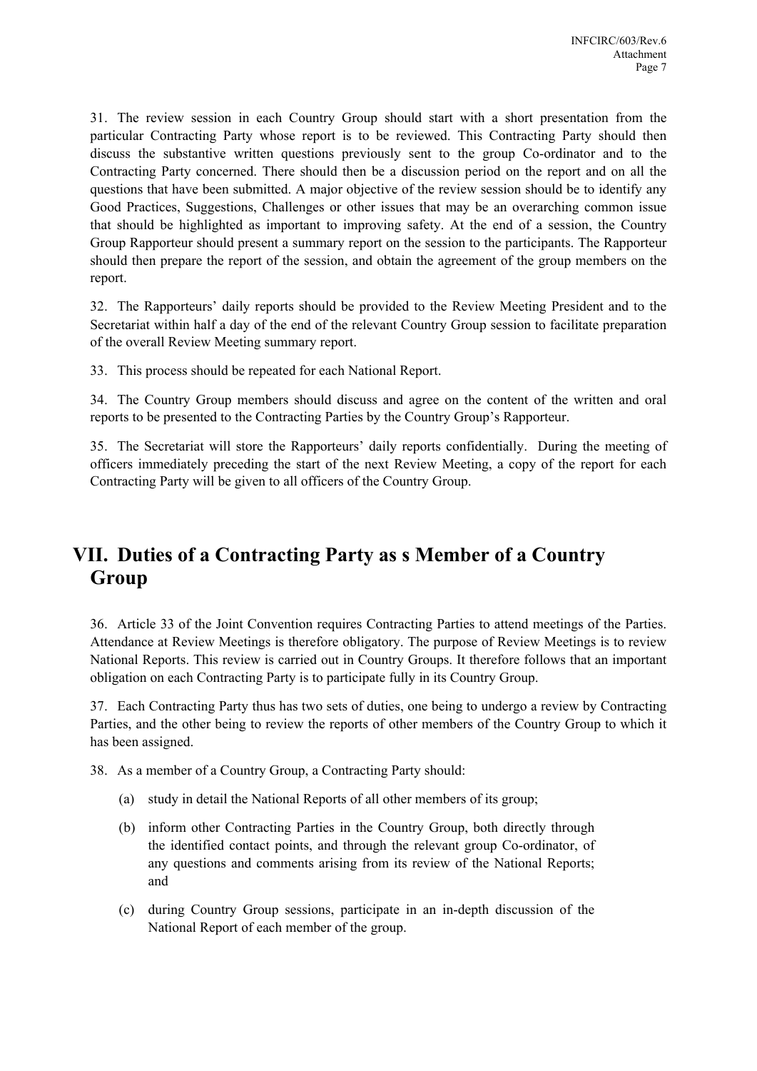31. The review session in each Country Group should start with a short presentation from the particular Contracting Party whose report is to be reviewed. This Contracting Party should then discuss the substantive written questions previously sent to the group Co-ordinator and to the Contracting Party concerned. There should then be a discussion period on the report and on all the questions that have been submitted. A major objective of the review session should be to identify any Good Practices, Suggestions, Challenges or other issues that may be an overarching common issue that should be highlighted as important to improving safety. At the end of a session, the Country Group Rapporteur should present a summary report on the session to the participants. The Rapporteur should then prepare the report of the session, and obtain the agreement of the group members on the report.

32. The Rapporteurs' daily reports should be provided to the Review Meeting President and to the Secretariat within half a day of the end of the relevant Country Group session to facilitate preparation of the overall Review Meeting summary report.

33. This process should be repeated for each National Report.

34. The Country Group members should discuss and agree on the content of the written and oral reports to be presented to the Contracting Parties by the Country Group's Rapporteur.

35. The Secretariat will store the Rapporteurs' daily reports confidentially. During the meeting of officers immediately preceding the start of the next Review Meeting, a copy of the report for each Contracting Party will be given to all officers of the Country Group.

# VII. Duties of a Contracting Party as s Member of a Country Group

36. Article 33 of the Joint Convention requires Contracting Parties to attend meetings of the Parties. Attendance at Review Meetings is therefore obligatory. The purpose of Review Meetings is to review National Reports. This review is carried out in Country Groups. It therefore follows that an important obligation on each Contracting Party is to participate fully in its Country Group.

37. Each Contracting Party thus has two sets of duties, one being to undergo a review by Contracting Parties, and the other being to review the reports of other members of the Country Group to which it has been assigned.

38. As a member of a Country Group, a Contracting Party should:

(a) study in detail the National Reports of all other members of its group;

(b) inform other Contracting Parties in the Country Group, both directly through the identified contact points, and through the relevant group Co-ordinator, of any questions and comments arising from its review of the National Reports; and

(c) during Country Group sessions, participate in an in-depth discussion of the National Report of each member of the group.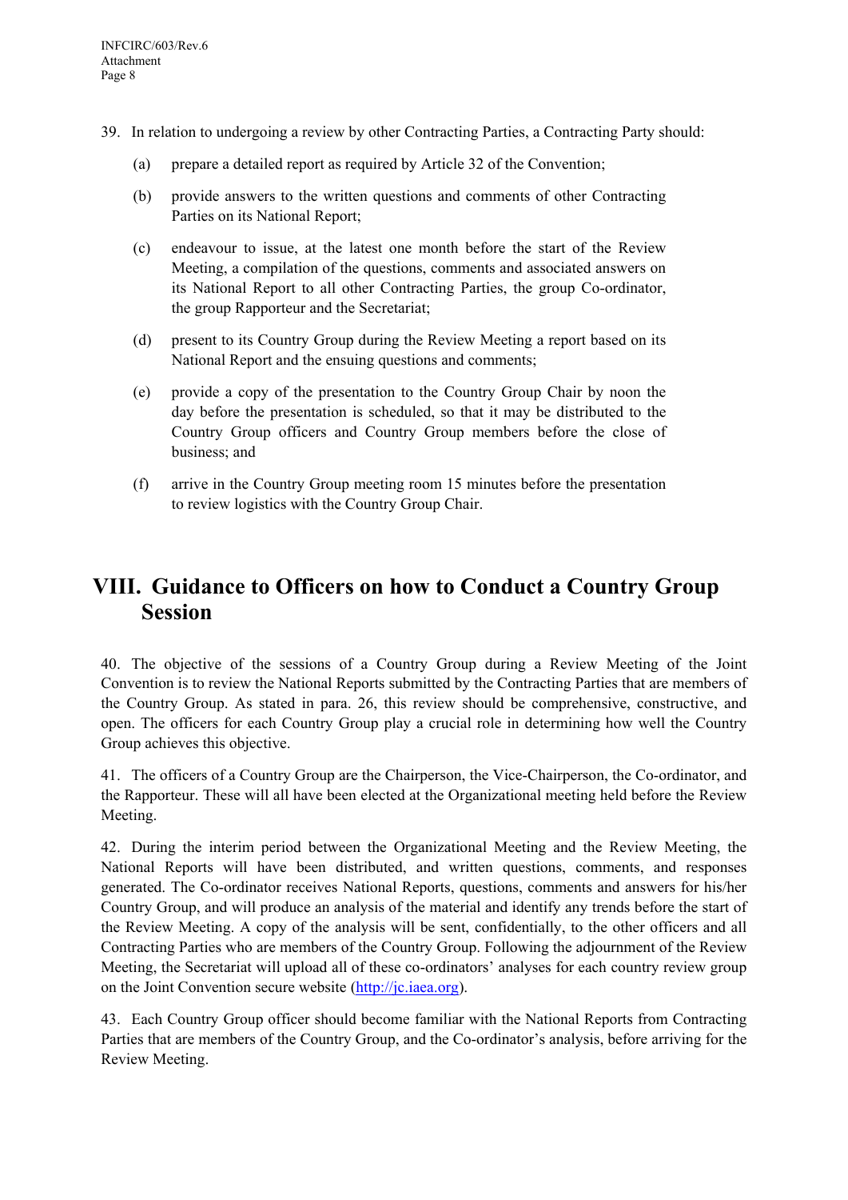39. In relation to undergoing a review by other Contracting Parties, a Contracting Party should:

   (a) prepare a detailed report as required by Article 32 of the Convention;

   (b) provide answers to the written questions and comments of other Contracting Parties on its National Report;

   (c) endeavour to issue, at the latest one month before the start of the Review Meeting, a compilation of the questions, comments and associated answers on its National Report to all other Contracting Parties, the group Co-ordinator, the group Rapporteur and the Secretariat;

   (d) present to its Country Group during the Review Meeting a report based on its National Report and the ensuing questions and comments;

   (e) provide a copy of the presentation to the Country Group Chair by noon the day before the presentation is scheduled, so that it may be distributed to the Country Group officers and Country Group members before the close of business; and

   (f) arrive in the Country Group meeting room 15 minutes before the presentation to review logistics with the Country Group Chair.

# VIII. Guidance to Officers on how to Conduct a Country Group Session

40. The objective of the sessions of a Country Group during a Review Meeting of the Joint Convention is to review the National Reports submitted by the Contracting Parties that are members of the Country Group. As stated in para. 26, this review should be comprehensive, constructive, and open. The officers for each Country Group play a crucial role in determining how well the Country Group achieves this objective.

41. The officers of a Country Group are the Chairperson, the Vice-Chairperson, the Co-ordinator, and the Rapporteur. These will all have been elected at the Organizational meeting held before the Review Meeting.

42. During the interim period between the Organizational Meeting and the Review Meeting, the National Reports will have been distributed, and written questions, comments, and responses generated. The Co-ordinator receives National Reports, questions, comments and answers for his/her Country Group, and will produce an analysis of the material and identify any trends before the start of the Review Meeting. A copy of the analysis will be sent, confidentially, to the other officers and all Contracting Parties who are members of the Country Group. Following the adjournment of the Review Meeting, the Secretariat will upload all of these co-ordinators' analyses for each country review group on the Joint Convention secure website (http://jc.iaea.org).

43. Each Country Group officer should become familiar with the National Reports from Contracting Parties that are members of the Country Group, and the Co-ordinator's analysis, before arriving for the Review Meeting.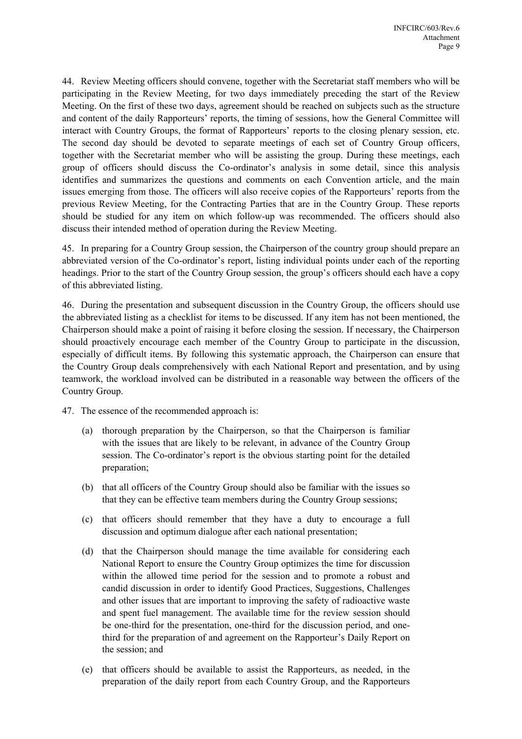44. Review Meeting officers should convene, together with the Secretariat staff members who will be participating in the Review Meeting, for two days immediately preceding the start of the Review Meeting. On the first of these two days, agreement should be reached on subjects such as the structure and content of the daily Rapporteurs' reports, the timing of sessions, how the General Committee will interact with Country Groups, the format of Rapporteurs' reports to the closing plenary session, etc. The second day should be devoted to separate meetings of each set of Country Group officers, together with the Secretariat member who will be assisting the group. During these meetings, each group of officers should discuss the Co-ordinator's analysis in some detail, since this analysis identifies and summarizes the questions and comments on each Convention article, and the main issues emerging from those. The officers will also receive copies of the Rapporteurs' reports from the previous Review Meeting, for the Contracting Parties that are in the Country Group. These reports should be studied for any item on which follow-up was recommended. The officers should also discuss their intended method of operation during the Review Meeting.

45. In preparing for a Country Group session, the Chairperson of the country group should prepare an abbreviated version of the Co-ordinator's report, listing individual points under each of the reporting headings. Prior to the start of the Country Group session, the group's officers should each have a copy of this abbreviated listing.

46. During the presentation and subsequent discussion in the Country Group, the officers should use the abbreviated listing as a checklist for items to be discussed. If any item has not been mentioned, the Chairperson should make a point of raising it before closing the session. If necessary, the Chairperson should proactively encourage each member of the Country Group to participate in the discussion, especially of difficult items. By following this systematic approach, the Chairperson can ensure that the Country Group deals comprehensively with each National Report and presentation, and by using teamwork, the workload involved can be distributed in a reasonable way between the officers of the Country Group.

47. The essence of the recommended approach is:

(a) thorough preparation by the Chairperson, so that the Chairperson is familiar with the issues that are likely to be relevant, in advance of the Country Group session. The Co-ordinator's report is the obvious starting point for the detailed preparation;

(b) that all officers of the Country Group should also be familiar with the issues so that they can be effective team members during the Country Group sessions;

(c) that officers should remember that they have a duty to encourage a full discussion and optimum dialogue after each national presentation;

(d) that the Chairperson should manage the time available for considering each National Report to ensure the Country Group optimizes the time for discussion within the allowed time period for the session and to promote a robust and candid discussion in order to identify Good Practices, Suggestions, Challenges and other issues that are important to improving the safety of radioactive waste and spent fuel management. The available time for the review session should be one-third for the presentation, one-third for the discussion period, and one-third for the preparation of and agreement on the Rapporteur's Daily Report on the session; and

(e) that officers should be available to assist the Rapporteurs, as needed, in the preparation of the daily report from each Country Group, and the Rapporteurs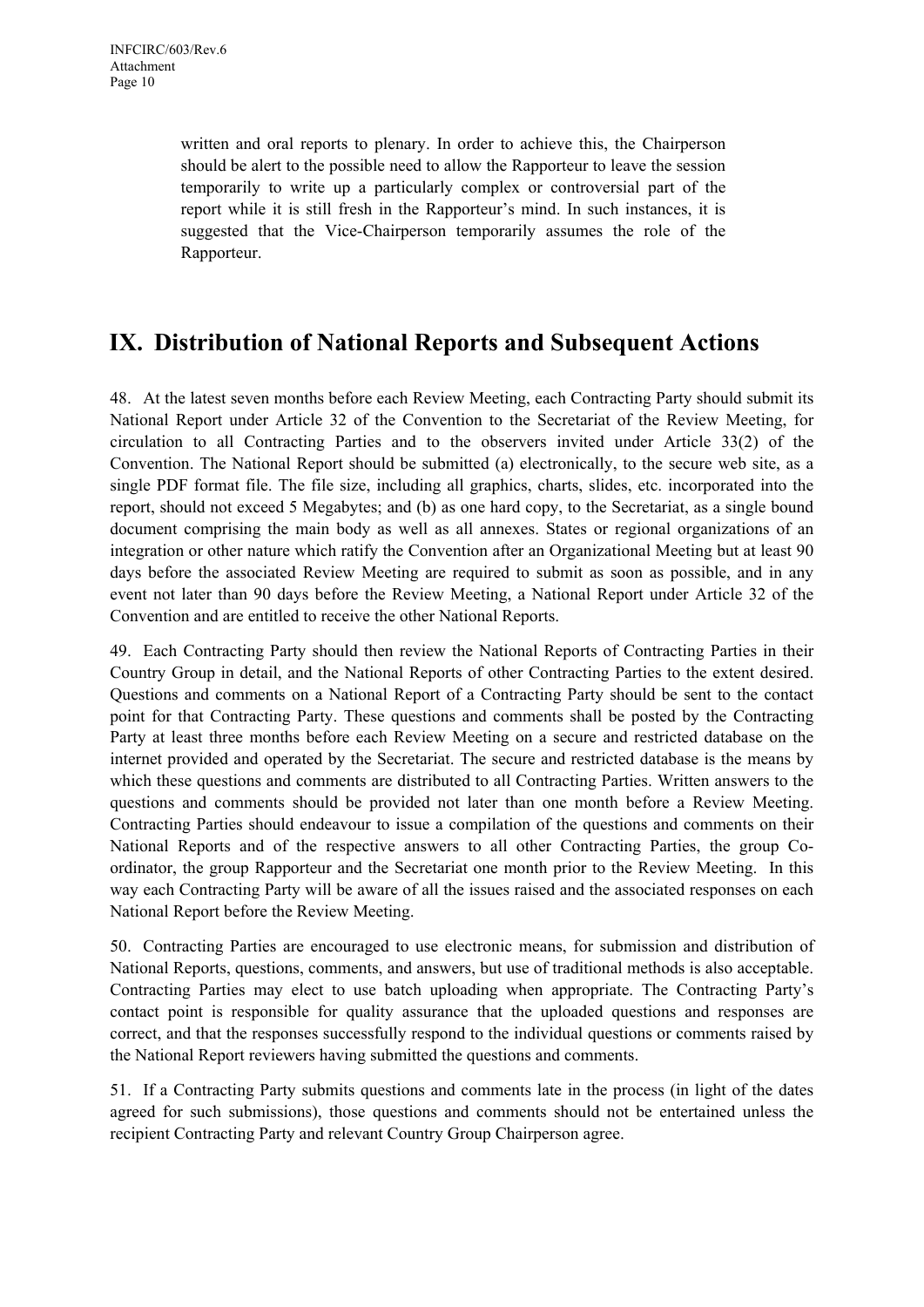written and oral reports to plenary. In order to achieve this, the Chairperson should be alert to the possible need to allow the Rapporteur to leave the session temporarily to write up a particularly complex or controversial part of the report while it is still fresh in the Rapporteur's mind. In such instances, it is suggested that the Vice-Chairperson temporarily assumes the role of the Rapporteur.

# IX. Distribution of National Reports and Subsequent Actions

48. At the latest seven months before each Review Meeting, each Contracting Party should submit its National Report under Article 32 of the Convention to the Secretariat of the Review Meeting, for circulation to all Contracting Parties and to the observers invited under Article 33(2) of the Convention. The National Report should be submitted (a) electronically, to the secure web site, as a single PDF format file. The file size, including all graphics, charts, slides, etc. incorporated into the report, should not exceed 5 Megabytes; and (b) as one hard copy, to the Secretariat, as a single bound document comprising the main body as well as all annexes. States or regional organizations of an integration or other nature which ratify the Convention after an Organizational Meeting but at least 90 days before the associated Review Meeting are required to submit as soon as possible, and in any event not later than 90 days before the Review Meeting, a National Report under Article 32 of the Convention and are entitled to receive the other National Reports.

49. Each Contracting Party should then review the National Reports of Contracting Parties in their Country Group in detail, and the National Reports of other Contracting Parties to the extent desired. Questions and comments on a National Report of a Contracting Party should be sent to the contact point for that Contracting Party. These questions and comments shall be posted by the Contracting Party at least three months before each Review Meeting on a secure and restricted database on the internet provided and operated by the Secretariat. The secure and restricted database is the means by which these questions and comments are distributed to all Contracting Parties. Written answers to the questions and comments should be provided not later than one month before a Review Meeting. Contracting Parties should endeavour to issue a compilation of the questions and comments on their National Reports and of the respective answers to all other Contracting Parties, the group Co-ordinator, the group Rapporteur and the Secretariat one month prior to the Review Meeting. In this way each Contracting Party will be aware of all the issues raised and the associated responses on each National Report before the Review Meeting.

50. Contracting Parties are encouraged to use electronic means, for submission and distribution of National Reports, questions, comments, and answers, but use of traditional methods is also acceptable. Contracting Parties may elect to use batch uploading when appropriate. The Contracting Party's contact point is responsible for quality assurance that the uploaded questions and responses are correct, and that the responses successfully respond to the individual questions or comments raised by the National Report reviewers having submitted the questions and comments.

51. If a Contracting Party submits questions and comments late in the process (in light of the dates agreed for such submissions), those questions and comments should not be entertained unless the recipient Contracting Party and relevant Country Group Chairperson agree.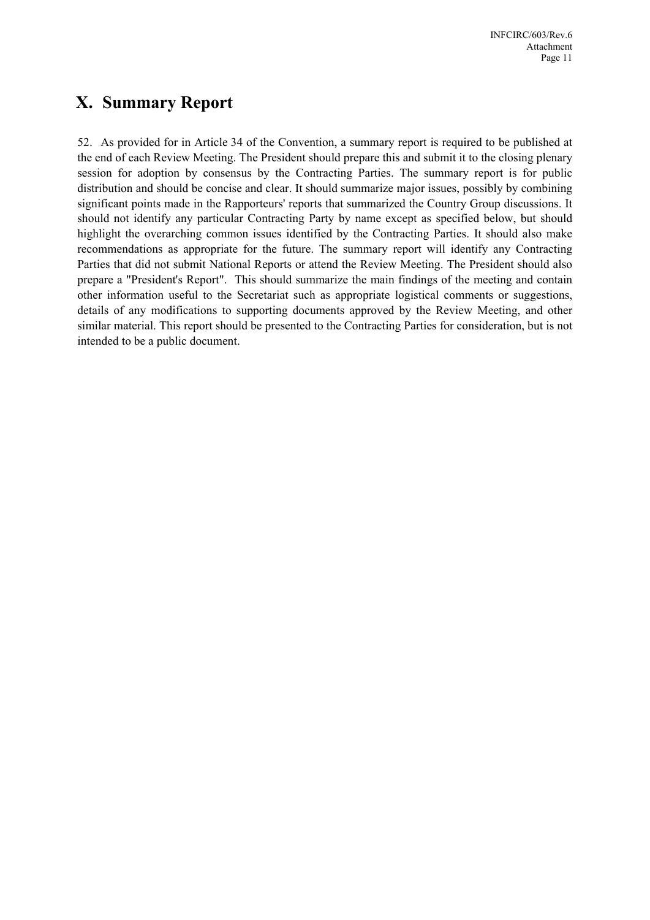# X. Summary Report

52. As provided for in Article 34 of the Convention, a summary report is required to be published at the end of each Review Meeting. The President should prepare this and submit it to the closing plenary session for adoption by consensus by the Contracting Parties. The summary report is for public distribution and should be concise and clear. It should summarize major issues, possibly by combining significant points made in the Rapporteurs' reports that summarized the Country Group discussions. It should not identify any particular Contracting Party by name except as specified below, but should highlight the overarching common issues identified by the Contracting Parties. It should also make recommendations as appropriate for the future. The summary report will identify any Contracting Parties that did not submit National Reports or attend the Review Meeting. The President should also prepare a "President's Report". This should summarize the main findings of the meeting and contain other information useful to the Secretariat such as appropriate logistical comments or suggestions, details of any modifications to supporting documents approved by the Review Meeting, and other similar material. This report should be presented to the Contracting Parties for consideration, but is not intended to be a public document.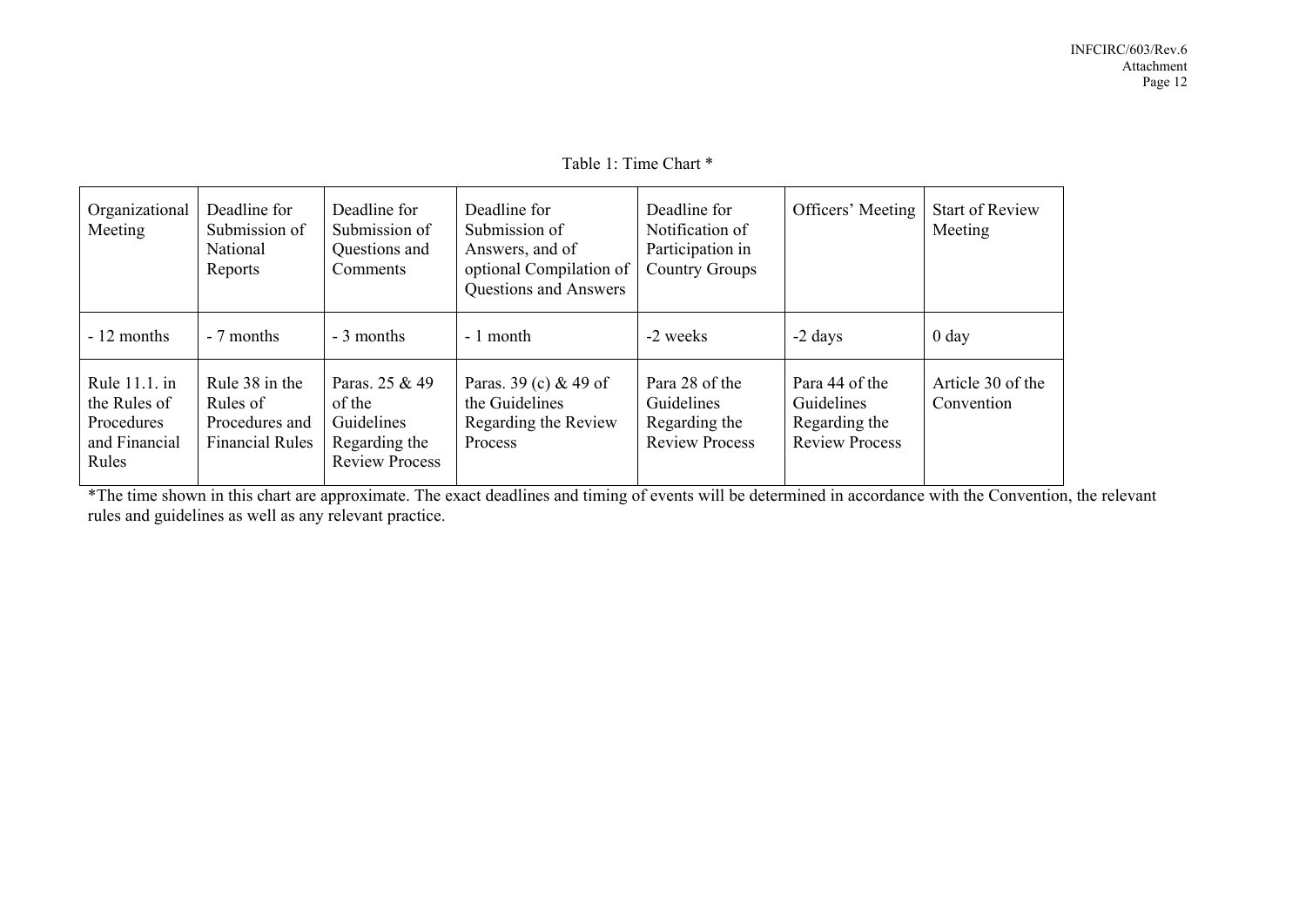Table 1: Time Chart *

| Organizational Meeting | Deadline for Submission of National Reports | Deadline for Submission of Questions and Comments | Deadline for Submission of Answers, and of optional Compilation of Questions and Answers | Deadline for Notification of Participation in Country Groups | Officers' Meeting | Start of Review Meeting |
|---|---|---|---|---|---|---|
| - 12 months | - 7 months | - 3 months | - 1 month | -2 weeks | -2 days | 0 day |
| Rule 11.1. in the Rules of Procedures and Financial Rules | Rule 38 in the Rules of Procedures and Financial Rules | Paras. 25 & 49 of the Guidelines Regarding the Review Process | Paras. 39 (c) & 49 of the Guidelines Regarding the Review Process | Para 28 of the Guidelines Regarding the Review Process | Para 44 of the Guidelines Regarding the Review Process | Article 30 of the Convention |

*The time shown in this chart are approximate. The exact deadlines and timing of events will be determined in accordance with the Convention, the relevant rules and guidelines as well as any relevant practice.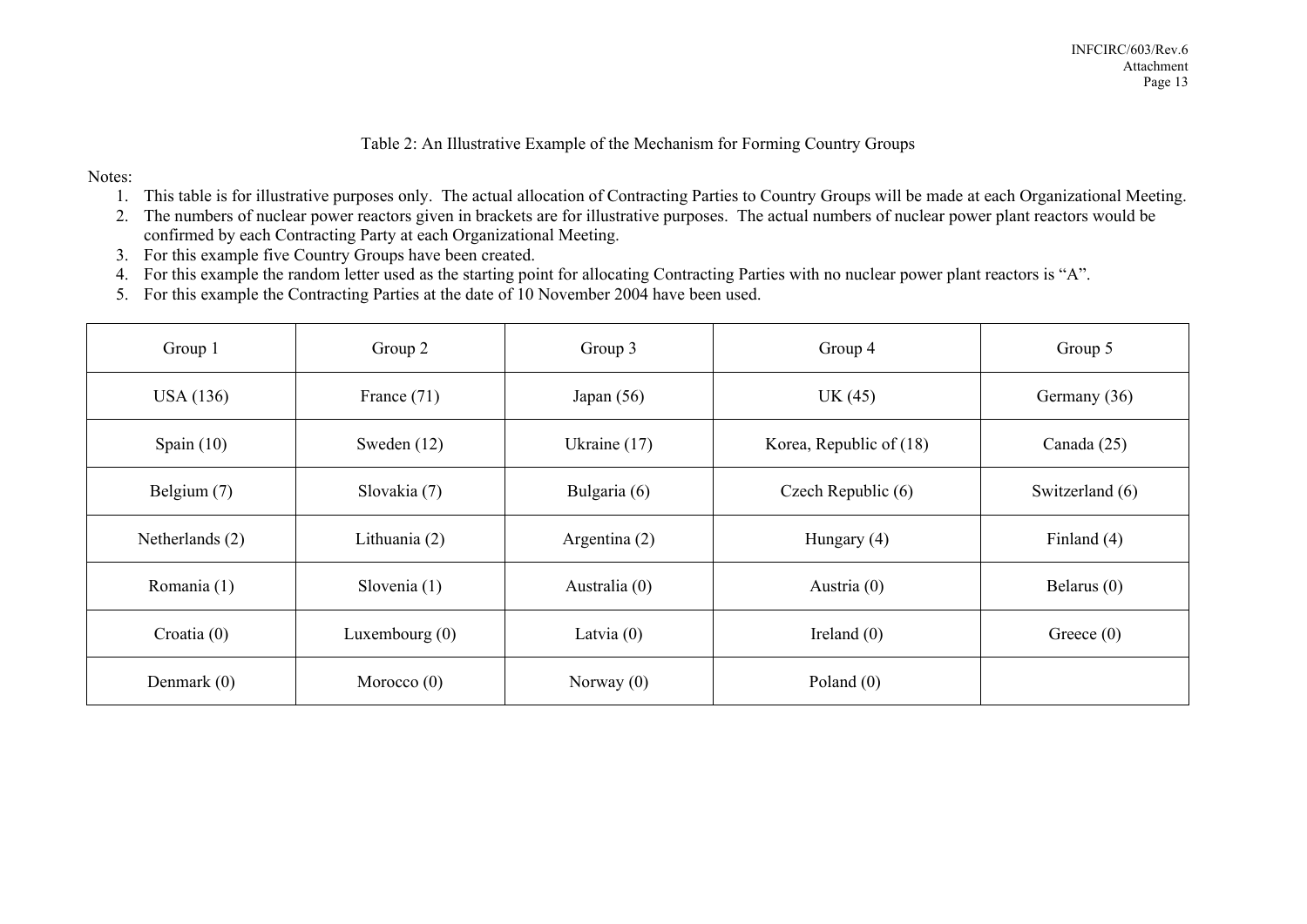Table 2: An Illustrative Example of the Mechanism for Forming Country Groups

Notes:

1. This table is for illustrative purposes only. The actual allocation of Contracting Parties to Country Groups will be made at each Organizational Meeting.
2. The numbers of nuclear power reactors given in brackets are for illustrative purposes. The actual numbers of nuclear power plant reactors would be confirmed by each Contracting Party at each Organizational Meeting.
3. For this example five Country Groups have been created.
4. For this example the random letter used as the starting point for allocating Contracting Parties with no nuclear power plant reactors is "A".
5. For this example the Contracting Parties at the date of 10 November 2004 have been used.

| Group 1 | Group 2 | Group 3 | Group 4 | Group 5 |
|---|---|---|---|---|
| USA (136) | France (71) | Japan (56) | UK (45) | Germany (36) |
| Spain (10) | Sweden (12) | Ukraine (17) | Korea, Republic of (18) | Canada (25) |
| Belgium (7) | Slovakia (7) | Bulgaria (6) | Czech Republic (6) | Switzerland (6) |
| Netherlands (2) | Lithuania (2) | Argentina (2) | Hungary (4) | Finland (4) |
| Romania (1) | Slovenia (1) | Australia (0) | Austria (0) | Belarus (0) |
| Croatia (0) | Luxembourg (0) | Latvia (0) | Ireland (0) | Greece (0) |
| Denmark (0) | Morocco (0) | Norway (0) | Poland (0) | |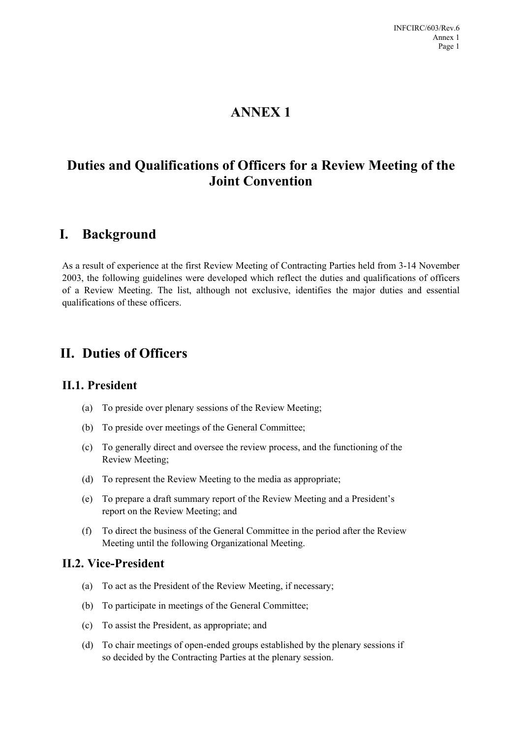# ANNEX 1

# Duties and Qualifications of Officers for a Review Meeting of the Joint Convention

## I. Background

As a result of experience at the first Review Meeting of Contracting Parties held from 3-14 November 2003, the following guidelines were developed which reflect the duties and qualifications of officers of a Review Meeting. The list, although not exclusive, identifies the major duties and essential qualifications of these officers.

## II. Duties of Officers

### II.1. President

(a) To preside over plenary sessions of the Review Meeting;

(b) To preside over meetings of the General Committee;

(c) To generally direct and oversee the review process, and the functioning of the Review Meeting;

(d) To represent the Review Meeting to the media as appropriate;

(e) To prepare a draft summary report of the Review Meeting and a President's report on the Review Meeting; and

(f) To direct the business of the General Committee in the period after the Review Meeting until the following Organizational Meeting.

### II.2. Vice-President

(a) To act as the President of the Review Meeting, if necessary;

(b) To participate in meetings of the General Committee;

(c) To assist the President, as appropriate; and

(d) To chair meetings of open-ended groups established by the plenary sessions if so decided by the Contracting Parties at the plenary session.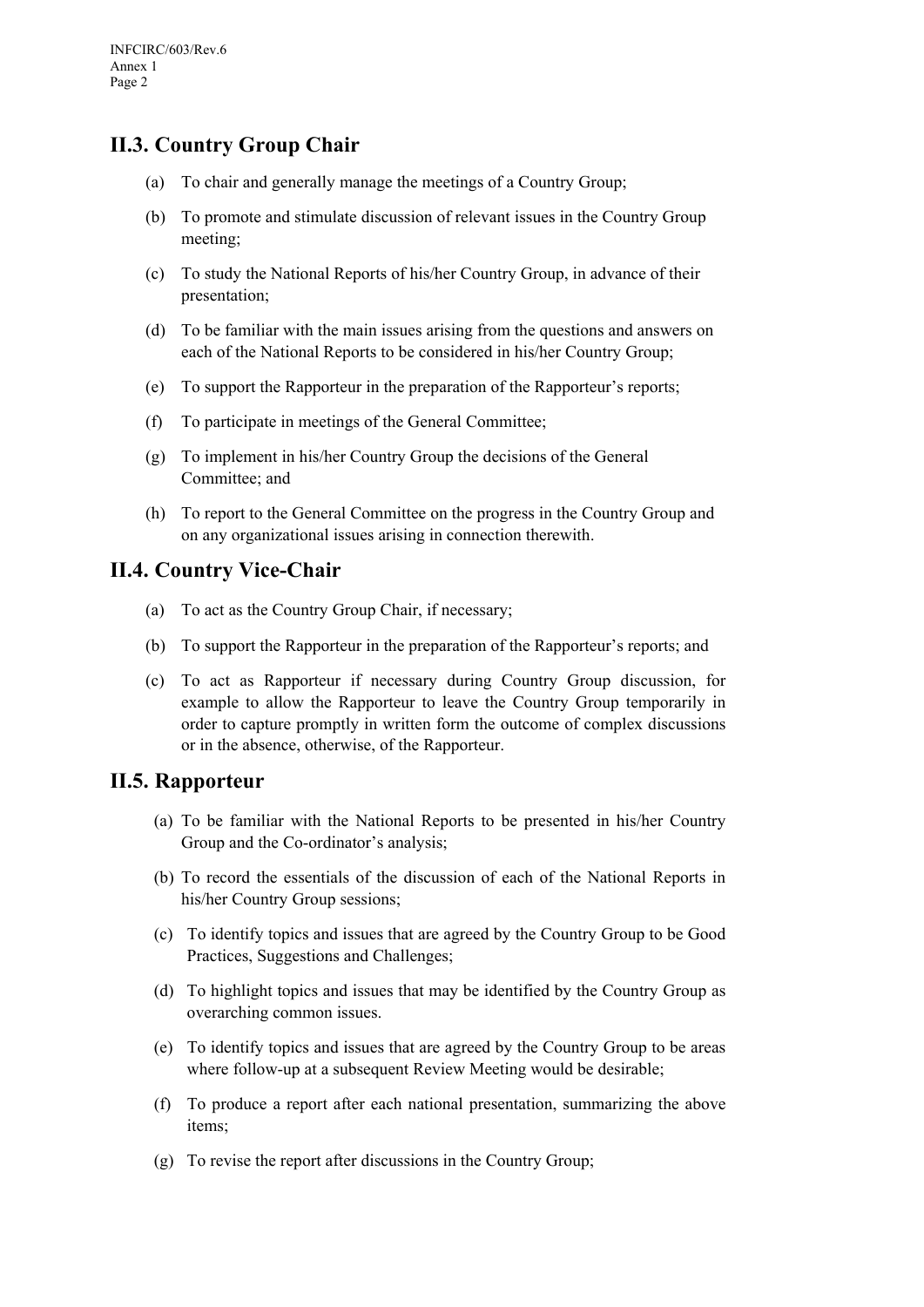## II.3. Country Group Chair

(a) To chair and generally manage the meetings of a Country Group;

(b) To promote and stimulate discussion of relevant issues in the Country Group meeting;

(c) To study the National Reports of his/her Country Group, in advance of their presentation;

(d) To be familiar with the main issues arising from the questions and answers on each of the National Reports to be considered in his/her Country Group;

(e) To support the Rapporteur in the preparation of the Rapporteur's reports;

(f) To participate in meetings of the General Committee;

(g) To implement in his/her Country Group the decisions of the General Committee; and

(h) To report to the General Committee on the progress in the Country Group and on any organizational issues arising in connection therewith.

## II.4. Country Vice-Chair

(a) To act as the Country Group Chair, if necessary;

(b) To support the Rapporteur in the preparation of the Rapporteur's reports; and

(c) To act as Rapporteur if necessary during Country Group discussion, for example to allow the Rapporteur to leave the Country Group temporarily in order to capture promptly in written form the outcome of complex discussions or in the absence, otherwise, of the Rapporteur.

## II.5. Rapporteur

(a) To be familiar with the National Reports to be presented in his/her Country Group and the Co-ordinator's analysis;

(b) To record the essentials of the discussion of each of the National Reports in his/her Country Group sessions;

(c) To identify topics and issues that are agreed by the Country Group to be Good Practices, Suggestions and Challenges;

(d) To highlight topics and issues that may be identified by the Country Group as overarching common issues.

(e) To identify topics and issues that are agreed by the Country Group to be areas where follow-up at a subsequent Review Meeting would be desirable;

(f) To produce a report after each national presentation, summarizing the above items;

(g) To revise the report after discussions in the Country Group;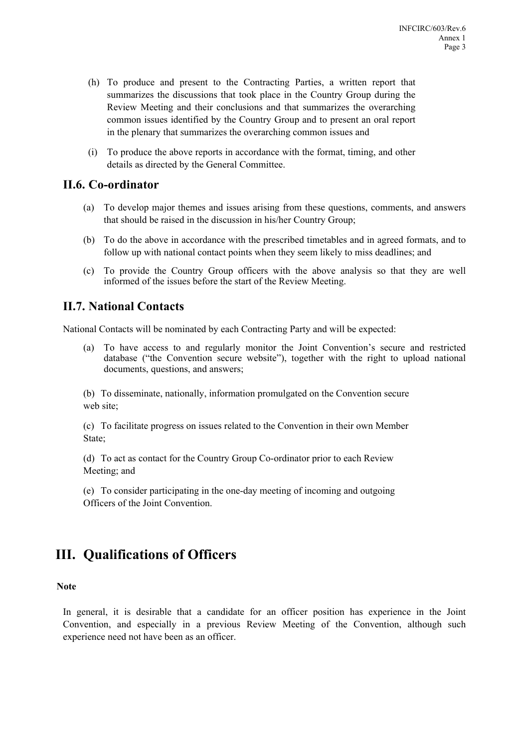(h) To produce and present to the Contracting Parties, a written report that summarizes the discussions that took place in the Country Group during the Review Meeting and their conclusions and that summarizes the overarching common issues identified by the Country Group and to present an oral report in the plenary that summarizes the overarching common issues and

(i) To produce the above reports in accordance with the format, timing, and other details as directed by the General Committee.

## II.6. Co-ordinator

(a) To develop major themes and issues arising from these questions, comments, and answers that should be raised in the discussion in his/her Country Group;

(b) To do the above in accordance with the prescribed timetables and in agreed formats, and to follow up with national contact points when they seem likely to miss deadlines; and

(c) To provide the Country Group officers with the above analysis so that they are well informed of the issues before the start of the Review Meeting.

## II.7. National Contacts

National Contacts will be nominated by each Contracting Party and will be expected:

(a) To have access to and regularly monitor the Joint Convention's secure and restricted database ("the Convention secure website"), together with the right to upload national documents, questions, and answers;

(b) To disseminate, nationally, information promulgated on the Convention secure web site;

(c) To facilitate progress on issues related to the Convention in their own Member State;

(d) To act as contact for the Country Group Co-ordinator prior to each Review Meeting; and

(e) To consider participating in the one-day meeting of incoming and outgoing Officers of the Joint Convention.

# III. Qualifications of Officers

**Note**

In general, it is desirable that a candidate for an officer position has experience in the Joint Convention, and especially in a previous Review Meeting of the Convention, although such experience need not have been as an officer.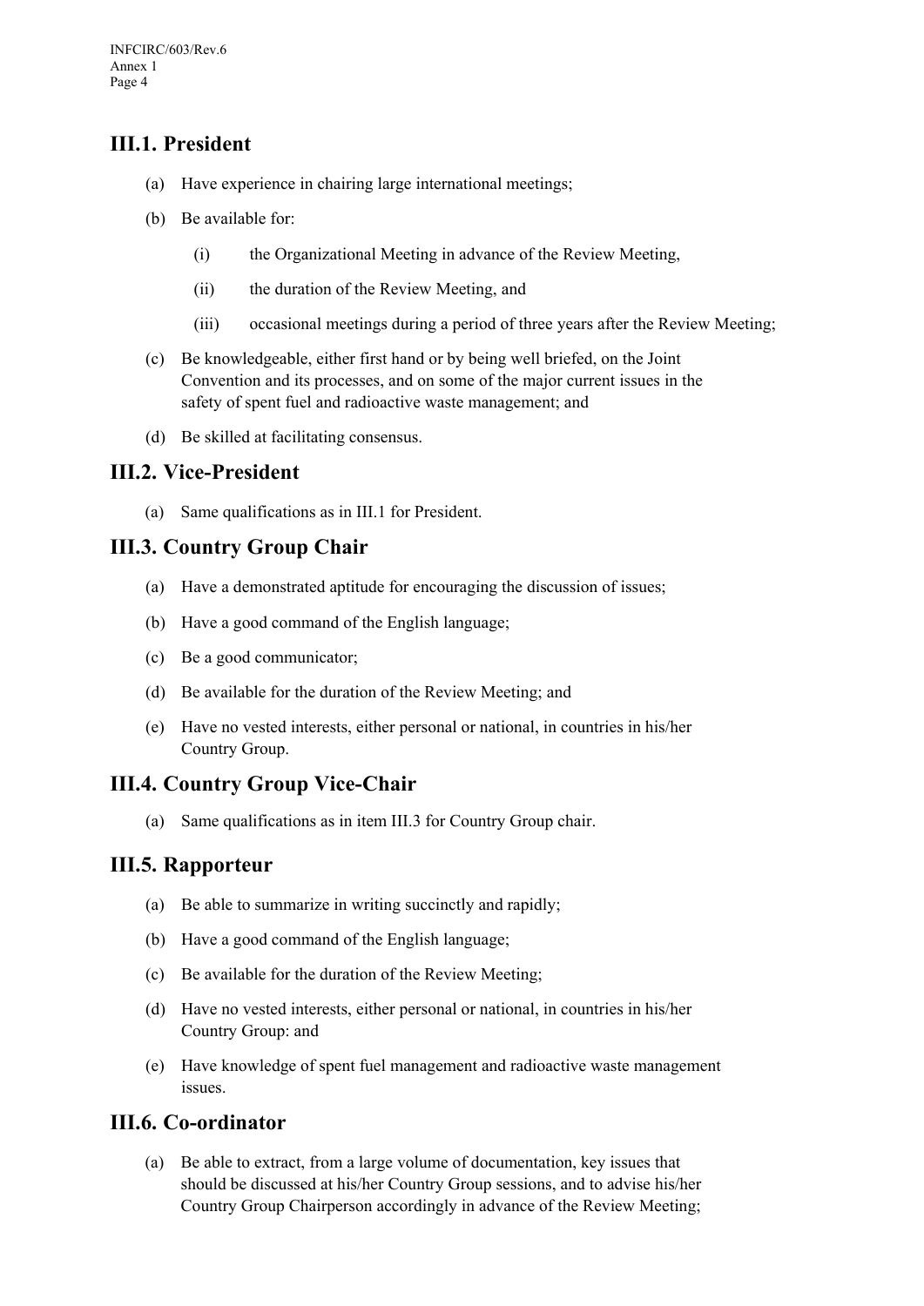## III.1. President

(a) Have experience in chairing large international meetings;

(b) Be available for:

 (i) the Organizational Meeting in advance of the Review Meeting,

 (ii) the duration of the Review Meeting, and

 (iii) occasional meetings during a period of three years after the Review Meeting;

(c) Be knowledgeable, either first hand or by being well briefed, on the Joint Convention and its processes, and on some of the major current issues in the safety of spent fuel and radioactive waste management; and

(d) Be skilled at facilitating consensus.

## III.2. Vice-President

(a) Same qualifications as in III.1 for President.

## III.3. Country Group Chair

(a) Have a demonstrated aptitude for encouraging the discussion of issues;

(b) Have a good command of the English language;

(c) Be a good communicator;

(d) Be available for the duration of the Review Meeting; and

(e) Have no vested interests, either personal or national, in countries in his/her Country Group.

## III.4. Country Group Vice-Chair

(a) Same qualifications as in item III.3 for Country Group chair.

## III.5. Rapporteur

(a) Be able to summarize in writing succinctly and rapidly;

(b) Have a good command of the English language;

(c) Be available for the duration of the Review Meeting;

(d) Have no vested interests, either personal or national, in countries in his/her Country Group: and

(e) Have knowledge of spent fuel management and radioactive waste management issues.

## III.6. Co-ordinator

(a) Be able to extract, from a large volume of documentation, key issues that should be discussed at his/her Country Group sessions, and to advise his/her Country Group Chairperson accordingly in advance of the Review Meeting;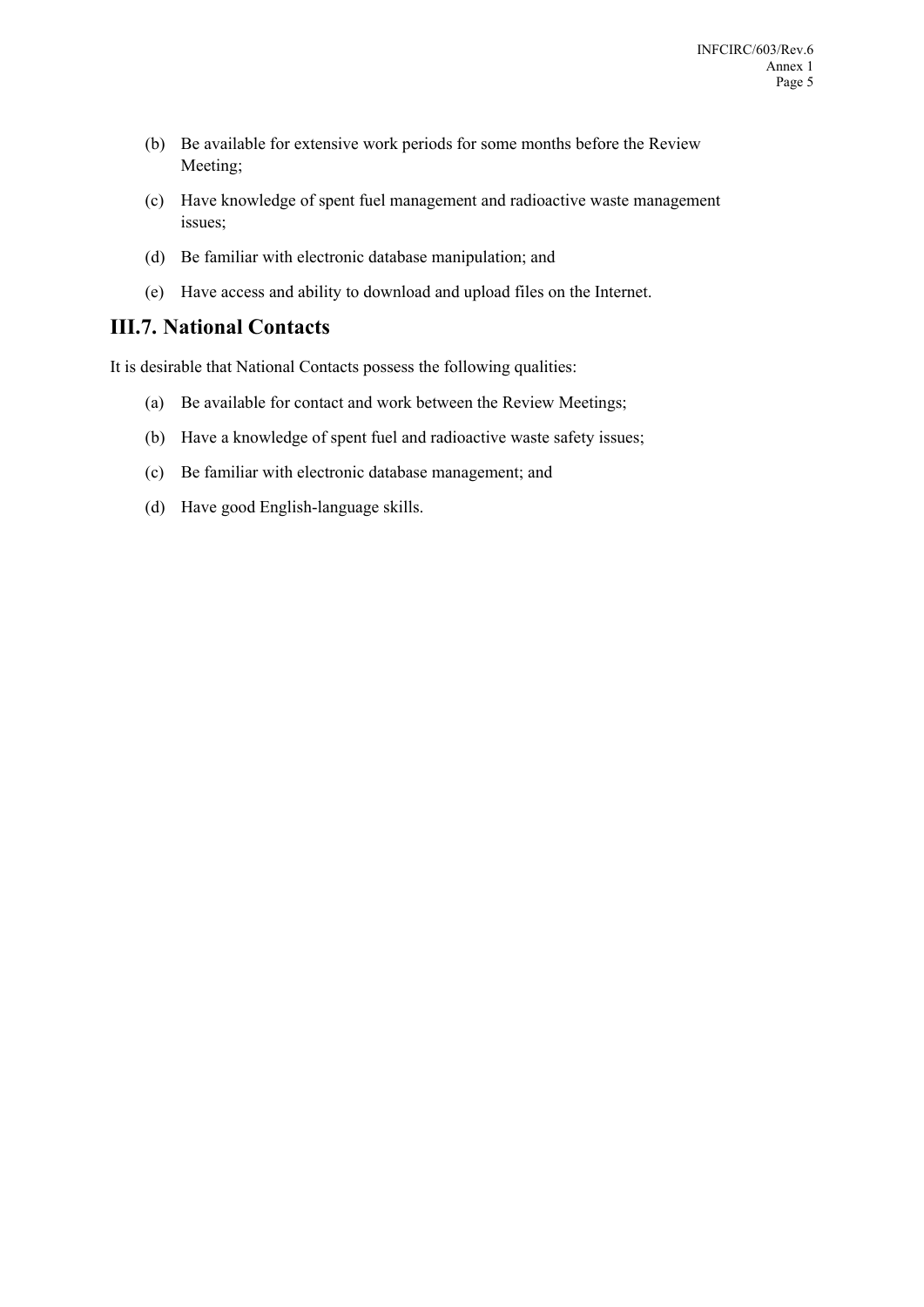(b) Be available for extensive work periods for some months before the Review Meeting;

(c) Have knowledge of spent fuel management and radioactive waste management issues;

(d) Be familiar with electronic database manipulation; and

(e) Have access and ability to download and upload files on the Internet.

## III.7. National Contacts

It is desirable that National Contacts possess the following qualities:

(a) Be available for contact and work between the Review Meetings;

(b) Have a knowledge of spent fuel and radioactive waste safety issues;

(c) Be familiar with electronic database management; and

(d) Have good English-language skills.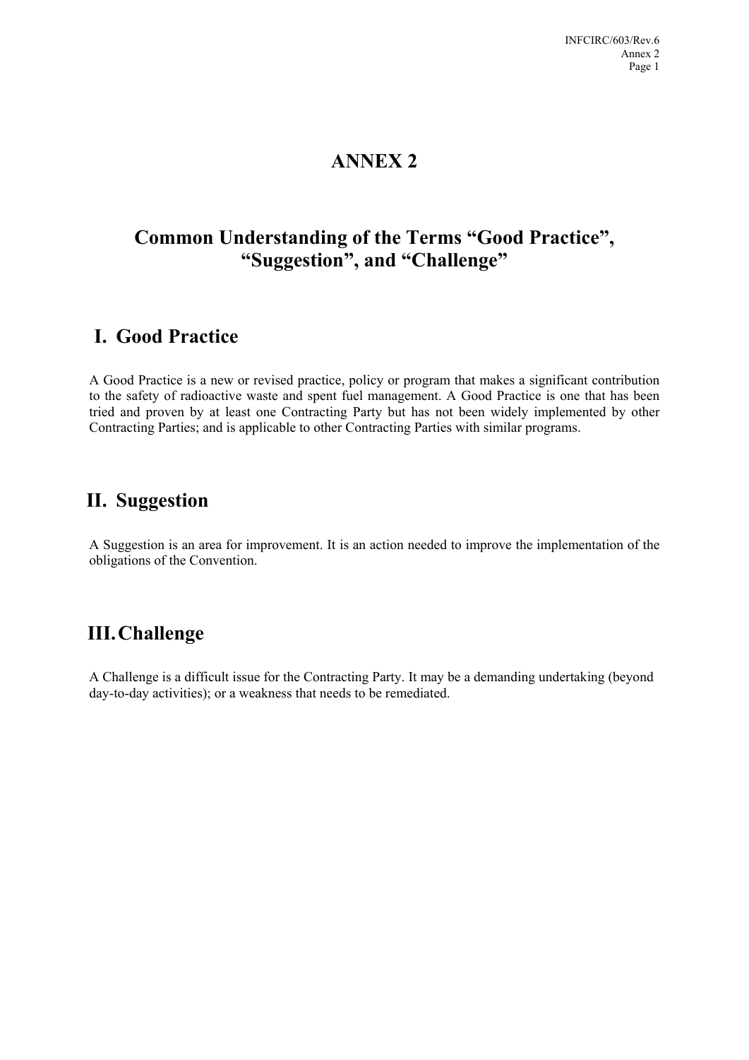# ANNEX 2

## Common Understanding of the Terms "Good Practice", "Suggestion", and "Challenge"

### I. Good Practice

A Good Practice is a new or revised practice, policy or program that makes a significant contribution to the safety of radioactive waste and spent fuel management. A Good Practice is one that has been tried and proven by at least one Contracting Party but has not been widely implemented by other Contracting Parties; and is applicable to other Contracting Parties with similar programs.

### II. Suggestion

A Suggestion is an area for improvement. It is an action needed to improve the implementation of the obligations of the Convention.

### III. Challenge

A Challenge is a difficult issue for the Contracting Party. It may be a demanding undertaking (beyond day-to-day activities); or a weakness that needs to be remediated.